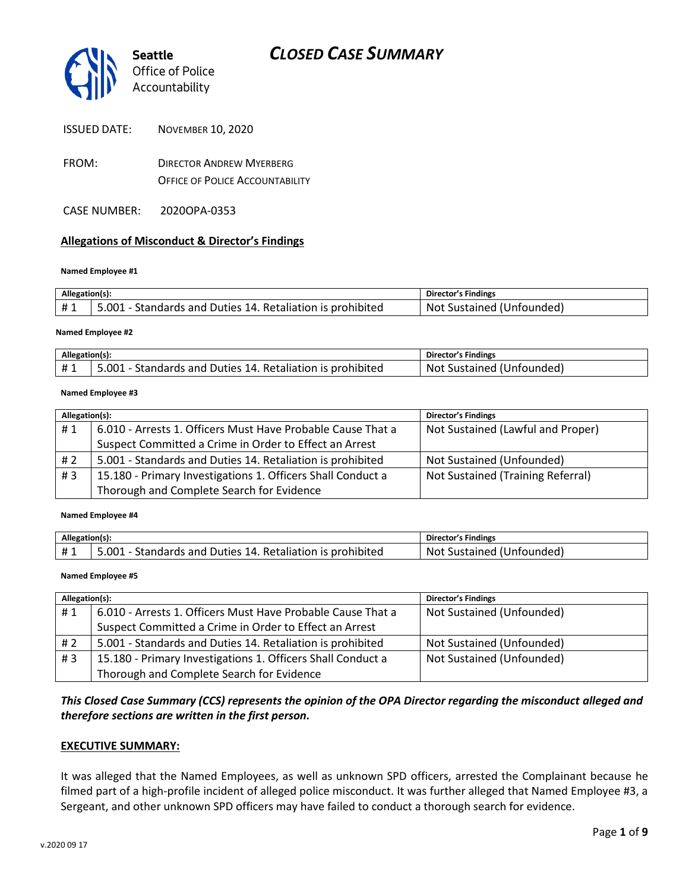# CLOSED CASE SUMMARY

Seattle Office of Police Accountability

ISSUED DATE: NOVEMBER 10, 2020

FROM: DIRECTOR ANDREW MYERBERG
OFFICE OF POLICE ACCOUNTABILITY

CASE NUMBER: 2020OPA-0353

## Allegations of Misconduct & Director's Findings

**Named Employee #1**

| Allegation(s): | | Director's Findings |
|---|---|---|
| # 1 | 5.001 - Standards and Duties 14. Retaliation is prohibited | Not Sustained (Unfounded) |

**Named Employee #2**

| Allegation(s): | | Director's Findings |
|---|---|---|
| # 1 | 5.001 - Standards and Duties 14. Retaliation is prohibited | Not Sustained (Unfounded) |

**Named Employee #3**

| Allegation(s): | | Director's Findings |
|---|---|---|
| # 1 | 6.010 - Arrests 1. Officers Must Have Probable Cause That a Suspect Committed a Crime in Order to Effect an Arrest | Not Sustained (Lawful and Proper) |
| # 2 | 5.001 - Standards and Duties 14. Retaliation is prohibited | Not Sustained (Unfounded) |
| # 3 | 15.180 - Primary Investigations 1. Officers Shall Conduct a Thorough and Complete Search for Evidence | Not Sustained (Training Referral) |

**Named Employee #4**

| Allegation(s): | | Director's Findings |
|---|---|---|
| # 1 | 5.001 - Standards and Duties 14. Retaliation is prohibited | Not Sustained (Unfounded) |

**Named Employee #5**

| Allegation(s): | | Director's Findings |
|---|---|---|
| # 1 | 6.010 - Arrests 1. Officers Must Have Probable Cause That a Suspect Committed a Crime in Order to Effect an Arrest | Not Sustained (Unfounded) |
| # 2 | 5.001 - Standards and Duties 14. Retaliation is prohibited | Not Sustained (Unfounded) |
| # 3 | 15.180 - Primary Investigations 1. Officers Shall Conduct a Thorough and Complete Search for Evidence | Not Sustained (Unfounded) |

***This Closed Case Summary (CCS) represents the opinion of the OPA Director regarding the misconduct alleged and therefore sections are written in the first person.***

**EXECUTIVE SUMMARY:**

It was alleged that the Named Employees, as well as unknown SPD officers, arrested the Complainant because he filmed part of a high-profile incident of alleged police misconduct. It was further alleged that Named Employee #3, a Sergeant, and other unknown SPD officers may have failed to conduct a thorough search for evidence.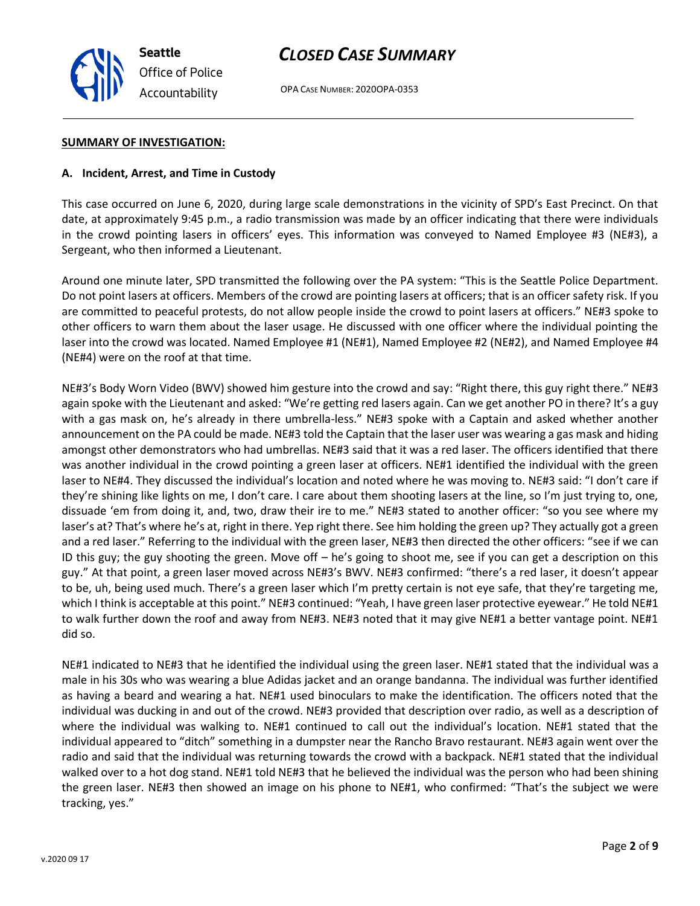**SUMMARY OF INVESTIGATION:**

**A. Incident, Arrest, and Time in Custody**

This case occurred on June 6, 2020, during large scale demonstrations in the vicinity of SPD's East Precinct. On that date, at approximately 9:45 p.m., a radio transmission was made by an officer indicating that there were individuals in the crowd pointing lasers in officers' eyes. This information was conveyed to Named Employee #3 (NE#3), a Sergeant, who then informed a Lieutenant.

Around one minute later, SPD transmitted the following over the PA system: "This is the Seattle Police Department. Do not point lasers at officers. Members of the crowd are pointing lasers at officers; that is an officer safety risk. If you are committed to peaceful protests, do not allow people inside the crowd to point lasers at officers." NE#3 spoke to other officers to warn them about the laser usage. He discussed with one officer where the individual pointing the laser into the crowd was located. Named Employee #1 (NE#1), Named Employee #2 (NE#2), and Named Employee #4 (NE#4) were on the roof at that time.

NE#3's Body Worn Video (BWV) showed him gesture into the crowd and say: "Right there, this guy right there." NE#3 again spoke with the Lieutenant and asked: "We're getting red lasers again. Can we get another PO in there? It's a guy with a gas mask on, he's already in there umbrella-less." NE#3 spoke with a Captain and asked whether another announcement on the PA could be made. NE#3 told the Captain that the laser user was wearing a gas mask and hiding amongst other demonstrators who had umbrellas. NE#3 said that it was a red laser. The officers identified that there was another individual in the crowd pointing a green laser at officers. NE#1 identified the individual with the green laser to NE#4. They discussed the individual's location and noted where he was moving to. NE#3 said: "I don't care if they're shining like lights on me, I don't care. I care about them shooting lasers at the line, so I'm just trying to, one, dissuade 'em from doing it, and, two, draw their ire to me." NE#3 stated to another officer: "so you see where my laser's at? That's where he's at, right in there. Yep right there. See him holding the green up? They actually got a green and a red laser." Referring to the individual with the green laser, NE#3 then directed the other officers: "see if we can ID this guy; the guy shooting the green. Move off – he's going to shoot me, see if you can get a description on this guy." At that point, a green laser moved across NE#3's BWV. NE#3 confirmed: "there's a red laser, it doesn't appear to be, uh, being used much. There's a green laser which I'm pretty certain is not eye safe, that they're targeting me, which I think is acceptable at this point." NE#3 continued: "Yeah, I have green laser protective eyewear." He told NE#1 to walk further down the roof and away from NE#3. NE#3 noted that it may give NE#1 a better vantage point. NE#1 did so.

NE#1 indicated to NE#3 that he identified the individual using the green laser. NE#1 stated that the individual was a male in his 30s who was wearing a blue Adidas jacket and an orange bandanna. The individual was further identified as having a beard and wearing a hat. NE#1 used binoculars to make the identification. The officers noted that the individual was ducking in and out of the crowd. NE#3 provided that description over radio, as well as a description of where the individual was walking to. NE#1 continued to call out the individual's location. NE#1 stated that the individual appeared to "ditch" something in a dumpster near the Rancho Bravo restaurant. NE#3 again went over the radio and said that the individual was returning towards the crowd with a backpack. NE#1 stated that the individual walked over to a hot dog stand. NE#1 told NE#3 that he believed the individual was the person who had been shining the green laser. NE#3 then showed an image on his phone to NE#1, who confirmed: "That's the subject we were tracking, yes."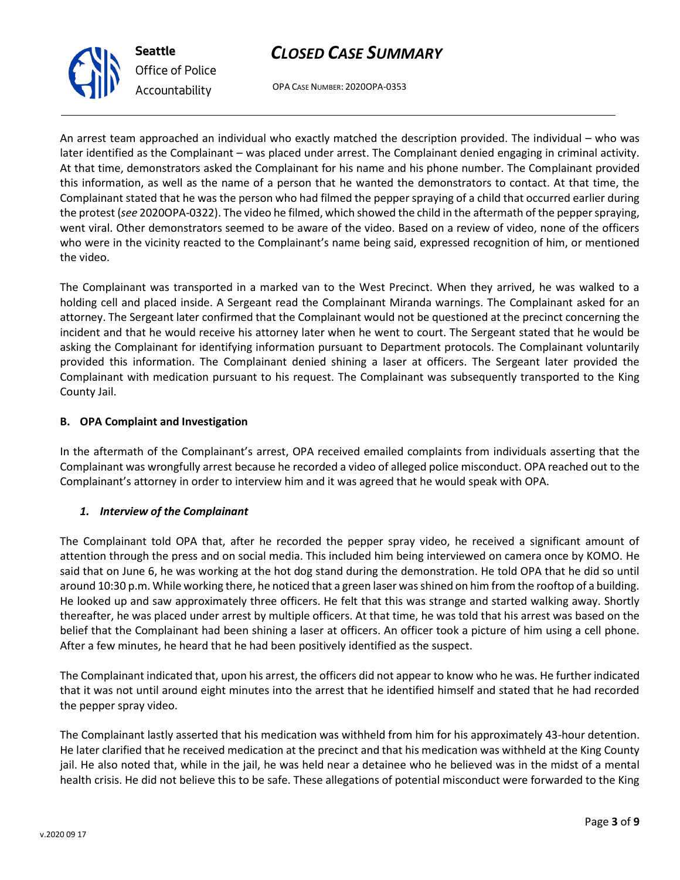An arrest team approached an individual who exactly matched the description provided. The individual – who was later identified as the Complainant – was placed under arrest. The Complainant denied engaging in criminal activity. At that time, demonstrators asked the Complainant for his name and his phone number. The Complainant provided this information, as well as the name of a person that he wanted the demonstrators to contact. At that time, the Complainant stated that he was the person who had filmed the pepper spraying of a child that occurred earlier during the protest (*see* 2020OPA-0322). The video he filmed, which showed the child in the aftermath of the pepper spraying, went viral. Other demonstrators seemed to be aware of the video. Based on a review of video, none of the officers who were in the vicinity reacted to the Complainant's name being said, expressed recognition of him, or mentioned the video.

The Complainant was transported in a marked van to the West Precinct. When they arrived, he was walked to a holding cell and placed inside. A Sergeant read the Complainant Miranda warnings. The Complainant asked for an attorney. The Sergeant later confirmed that the Complainant would not be questioned at the precinct concerning the incident and that he would receive his attorney later when he went to court. The Sergeant stated that he would be asking the Complainant for identifying information pursuant to Department protocols. The Complainant voluntarily provided this information. The Complainant denied shining a laser at officers. The Sergeant later provided the Complainant with medication pursuant to his request. The Complainant was subsequently transported to the King County Jail.

### B. OPA Complaint and Investigation

In the aftermath of the Complainant's arrest, OPA received emailed complaints from individuals asserting that the Complainant was wrongfully arrest because he recorded a video of alleged police misconduct. OPA reached out to the Complainant's attorney in order to interview him and it was agreed that he would speak with OPA.

#### *1. Interview of the Complainant*

The Complainant told OPA that, after he recorded the pepper spray video, he received a significant amount of attention through the press and on social media. This included him being interviewed on camera once by KOMO. He said that on June 6, he was working at the hot dog stand during the demonstration. He told OPA that he did so until around 10:30 p.m. While working there, he noticed that a green laser was shined on him from the rooftop of a building. He looked up and saw approximately three officers. He felt that this was strange and started walking away. Shortly thereafter, he was placed under arrest by multiple officers. At that time, he was told that his arrest was based on the belief that the Complainant had been shining a laser at officers. An officer took a picture of him using a cell phone. After a few minutes, he heard that he had been positively identified as the suspect.

The Complainant indicated that, upon his arrest, the officers did not appear to know who he was. He further indicated that it was not until around eight minutes into the arrest that he identified himself and stated that he had recorded the pepper spray video.

The Complainant lastly asserted that his medication was withheld from him for his approximately 43-hour detention. He later clarified that he received medication at the precinct and that his medication was withheld at the King County jail. He also noted that, while in the jail, he was held near a detainee who he believed was in the midst of a mental health crisis. He did not believe this to be safe. These allegations of potential misconduct were forwarded to the King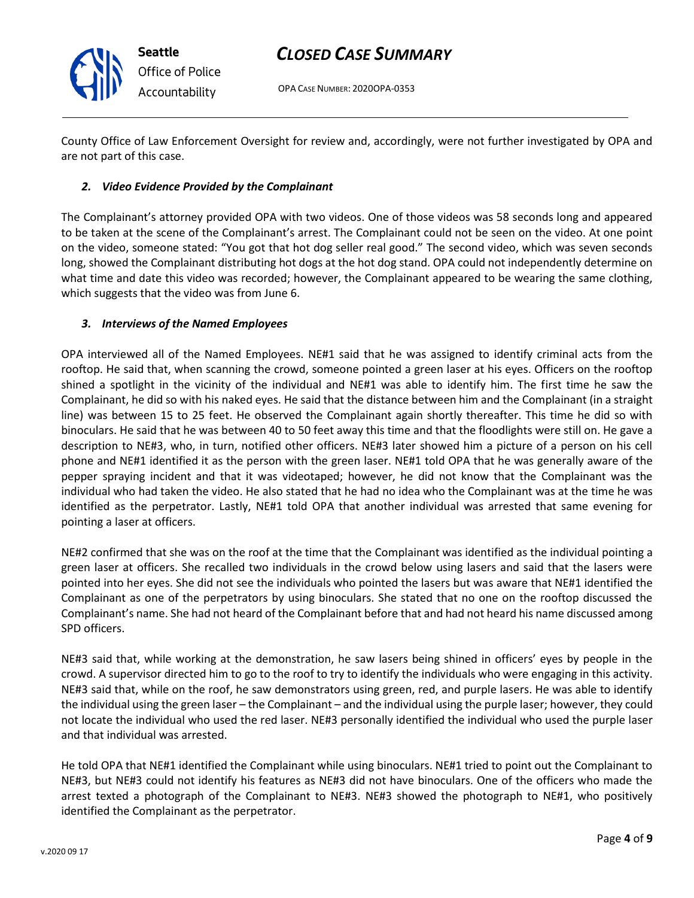County Office of Law Enforcement Oversight for review and, accordingly, were not further investigated by OPA and are not part of this case.

### *2. Video Evidence Provided by the Complainant*

The Complainant's attorney provided OPA with two videos. One of those videos was 58 seconds long and appeared to be taken at the scene of the Complainant's arrest. The Complainant could not be seen on the video. At one point on the video, someone stated: "You got that hot dog seller real good." The second video, which was seven seconds long, showed the Complainant distributing hot dogs at the hot dog stand. OPA could not independently determine on what time and date this video was recorded; however, the Complainant appeared to be wearing the same clothing, which suggests that the video was from June 6.

### *3. Interviews of the Named Employees*

OPA interviewed all of the Named Employees. NE#1 said that he was assigned to identify criminal acts from the rooftop. He said that, when scanning the crowd, someone pointed a green laser at his eyes. Officers on the rooftop shined a spotlight in the vicinity of the individual and NE#1 was able to identify him. The first time he saw the Complainant, he did so with his naked eyes. He said that the distance between him and the Complainant (in a straight line) was between 15 to 25 feet. He observed the Complainant again shortly thereafter. This time he did so with binoculars. He said that he was between 40 to 50 feet away this time and that the floodlights were still on. He gave a description to NE#3, who, in turn, notified other officers. NE#3 later showed him a picture of a person on his cell phone and NE#1 identified it as the person with the green laser. NE#1 told OPA that he was generally aware of the pepper spraying incident and that it was videotaped; however, he did not know that the Complainant was the individual who had taken the video. He also stated that he had no idea who the Complainant was at the time he was identified as the perpetrator. Lastly, NE#1 told OPA that another individual was arrested that same evening for pointing a laser at officers.

NE#2 confirmed that she was on the roof at the time that the Complainant was identified as the individual pointing a green laser at officers. She recalled two individuals in the crowd below using lasers and said that the lasers were pointed into her eyes. She did not see the individuals who pointed the lasers but was aware that NE#1 identified the Complainant as one of the perpetrators by using binoculars. She stated that no one on the rooftop discussed the Complainant's name. She had not heard of the Complainant before that and had not heard his name discussed among SPD officers.

NE#3 said that, while working at the demonstration, he saw lasers being shined in officers' eyes by people in the crowd. A supervisor directed him to go to the roof to try to identify the individuals who were engaging in this activity. NE#3 said that, while on the roof, he saw demonstrators using green, red, and purple lasers. He was able to identify the individual using the green laser – the Complainant – and the individual using the purple laser; however, they could not locate the individual who used the red laser. NE#3 personally identified the individual who used the purple laser and that individual was arrested.

He told OPA that NE#1 identified the Complainant while using binoculars. NE#1 tried to point out the Complainant to NE#3, but NE#3 could not identify his features as NE#3 did not have binoculars. One of the officers who made the arrest texted a photograph of the Complainant to NE#3. NE#3 showed the photograph to NE#1, who positively identified the Complainant as the perpetrator.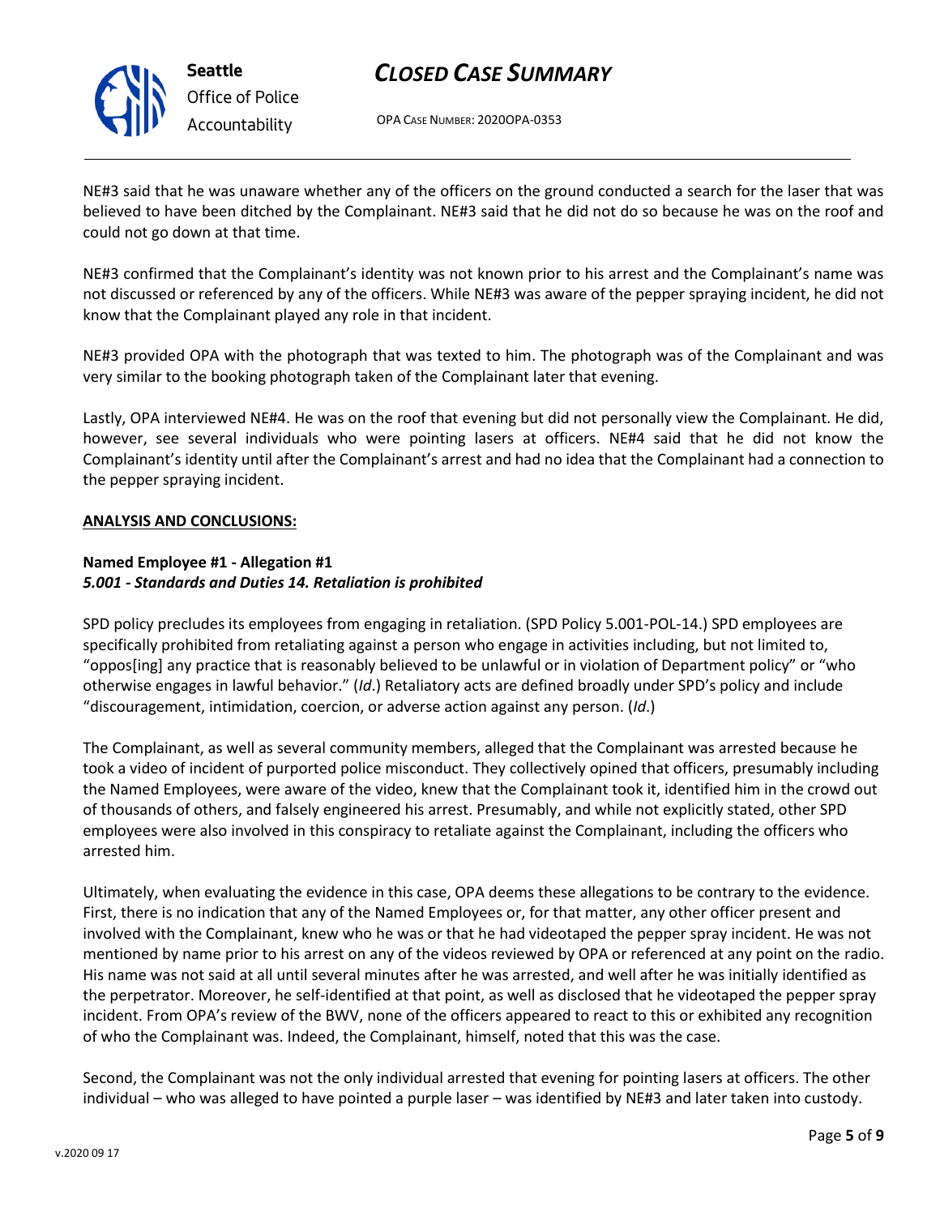NE#3 said that he was unaware whether any of the officers on the ground conducted a search for the laser that was believed to have been ditched by the Complainant. NE#3 said that he did not do so because he was on the roof and could not go down at that time.

NE#3 confirmed that the Complainant's identity was not known prior to his arrest and the Complainant's name was not discussed or referenced by any of the officers. While NE#3 was aware of the pepper spraying incident, he did not know that the Complainant played any role in that incident.

NE#3 provided OPA with the photograph that was texted to him. The photograph was of the Complainant and was very similar to the booking photograph taken of the Complainant later that evening.

Lastly, OPA interviewed NE#4. He was on the roof that evening but did not personally view the Complainant. He did, however, see several individuals who were pointing lasers at officers. NE#4 said that he did not know the Complainant's identity until after the Complainant's arrest and had no idea that the Complainant had a connection to the pepper spraying incident.

**ANALYSIS AND CONCLUSIONS:**

**Named Employee #1 - Allegation #1**
***5.001 - Standards and Duties 14. Retaliation is prohibited***

SPD policy precludes its employees from engaging in retaliation. (SPD Policy 5.001-POL-14.) SPD employees are specifically prohibited from retaliating against a person who engage in activities including, but not limited to, "oppos[ing] any practice that is reasonably believed to be unlawful or in violation of Department policy" or "who otherwise engages in lawful behavior." (*Id*.) Retaliatory acts are defined broadly under SPD's policy and include "discouragement, intimidation, coercion, or adverse action against any person. (*Id*.)

The Complainant, as well as several community members, alleged that the Complainant was arrested because he took a video of incident of purported police misconduct. They collectively opined that officers, presumably including the Named Employees, were aware of the video, knew that the Complainant took it, identified him in the crowd out of thousands of others, and falsely engineered his arrest. Presumably, and while not explicitly stated, other SPD employees were also involved in this conspiracy to retaliate against the Complainant, including the officers who arrested him.

Ultimately, when evaluating the evidence in this case, OPA deems these allegations to be contrary to the evidence. First, there is no indication that any of the Named Employees or, for that matter, any other officer present and involved with the Complainant, knew who he was or that he had videotaped the pepper spray incident. He was not mentioned by name prior to his arrest on any of the videos reviewed by OPA or referenced at any point on the radio. His name was not said at all until several minutes after he was arrested, and well after he was initially identified as the perpetrator. Moreover, he self-identified at that point, as well as disclosed that he videotaped the pepper spray incident. From OPA's review of the BWV, none of the officers appeared to react to this or exhibited any recognition of who the Complainant was. Indeed, the Complainant, himself, noted that this was the case.

Second, the Complainant was not the only individual arrested that evening for pointing lasers at officers. The other individual – who was alleged to have pointed a purple laser – was identified by NE#3 and later taken into custody.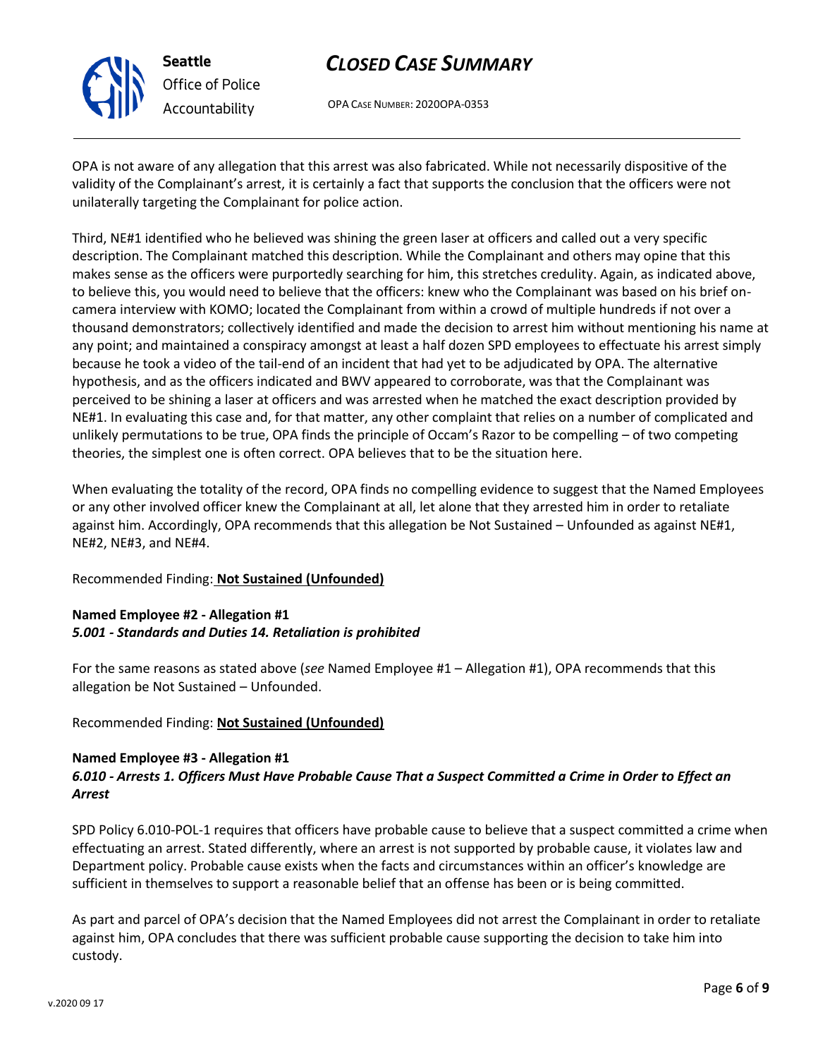OPA is not aware of any allegation that this arrest was also fabricated. While not necessarily dispositive of the validity of the Complainant's arrest, it is certainly a fact that supports the conclusion that the officers were not unilaterally targeting the Complainant for police action.

Third, NE#1 identified who he believed was shining the green laser at officers and called out a very specific description. The Complainant matched this description. While the Complainant and others may opine that this makes sense as the officers were purportedly searching for him, this stretches credulity. Again, as indicated above, to believe this, you would need to believe that the officers: knew who the Complainant was based on his brief on-camera interview with KOMO; located the Complainant from within a crowd of multiple hundreds if not over a thousand demonstrators; collectively identified and made the decision to arrest him without mentioning his name at any point; and maintained a conspiracy amongst at least a half dozen SPD employees to effectuate his arrest simply because he took a video of the tail-end of an incident that had yet to be adjudicated by OPA. The alternative hypothesis, and as the officers indicated and BWV appeared to corroborate, was that the Complainant was perceived to be shining a laser at officers and was arrested when he matched the exact description provided by NE#1. In evaluating this case and, for that matter, any other complaint that relies on a number of complicated and unlikely permutations to be true, OPA finds the principle of Occam's Razor to be compelling – of two competing theories, the simplest one is often correct. OPA believes that to be the situation here.

When evaluating the totality of the record, OPA finds no compelling evidence to suggest that the Named Employees or any other involved officer knew the Complainant at all, let alone that they arrested him in order to retaliate against him. Accordingly, OPA recommends that this allegation be Not Sustained – Unfounded as against NE#1, NE#2, NE#3, and NE#4.

Recommended Finding: **Not Sustained (Unfounded)**

**Named Employee #2 - Allegation #1**
***5.001 - Standards and Duties 14. Retaliation is prohibited***

For the same reasons as stated above (*see* Named Employee #1 – Allegation #1), OPA recommends that this allegation be Not Sustained – Unfounded.

Recommended Finding: **Not Sustained (Unfounded)**

**Named Employee #3 - Allegation #1**
***6.010 - Arrests 1. Officers Must Have Probable Cause That a Suspect Committed a Crime in Order to Effect an Arrest***

SPD Policy 6.010-POL-1 requires that officers have probable cause to believe that a suspect committed a crime when effectuating an arrest. Stated differently, where an arrest is not supported by probable cause, it violates law and Department policy. Probable cause exists when the facts and circumstances within an officer's knowledge are sufficient in themselves to support a reasonable belief that an offense has been or is being committed.

As part and parcel of OPA's decision that the Named Employees did not arrest the Complainant in order to retaliate against him, OPA concludes that there was sufficient probable cause supporting the decision to take him into custody.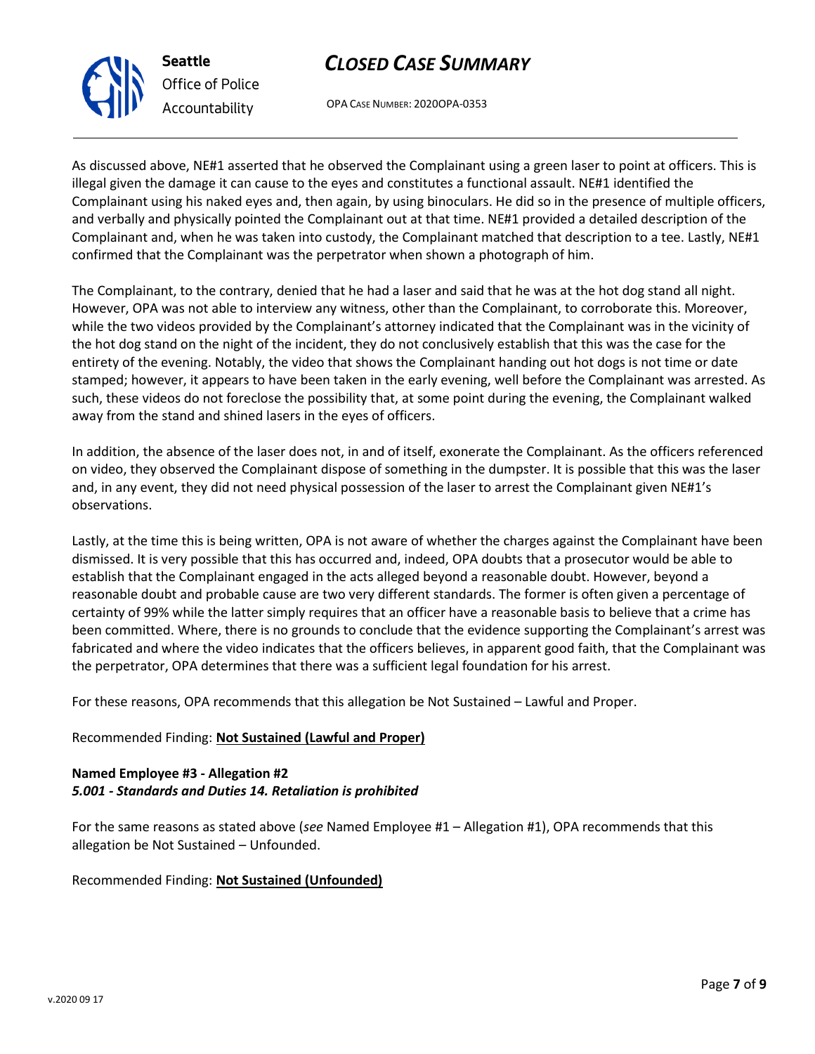As discussed above, NE#1 asserted that he observed the Complainant using a green laser to point at officers. This is illegal given the damage it can cause to the eyes and constitutes a functional assault. NE#1 identified the Complainant using his naked eyes and, then again, by using binoculars. He did so in the presence of multiple officers, and verbally and physically pointed the Complainant out at that time. NE#1 provided a detailed description of the Complainant and, when he was taken into custody, the Complainant matched that description to a tee. Lastly, NE#1 confirmed that the Complainant was the perpetrator when shown a photograph of him.

The Complainant, to the contrary, denied that he had a laser and said that he was at the hot dog stand all night. However, OPA was not able to interview any witness, other than the Complainant, to corroborate this. Moreover, while the two videos provided by the Complainant's attorney indicated that the Complainant was in the vicinity of the hot dog stand on the night of the incident, they do not conclusively establish that this was the case for the entirety of the evening. Notably, the video that shows the Complainant handing out hot dogs is not time or date stamped; however, it appears to have been taken in the early evening, well before the Complainant was arrested. As such, these videos do not foreclose the possibility that, at some point during the evening, the Complainant walked away from the stand and shined lasers in the eyes of officers.

In addition, the absence of the laser does not, in and of itself, exonerate the Complainant. As the officers referenced on video, they observed the Complainant dispose of something in the dumpster. It is possible that this was the laser and, in any event, they did not need physical possession of the laser to arrest the Complainant given NE#1's observations.

Lastly, at the time this is being written, OPA is not aware of whether the charges against the Complainant have been dismissed. It is very possible that this has occurred and, indeed, OPA doubts that a prosecutor would be able to establish that the Complainant engaged in the acts alleged beyond a reasonable doubt. However, beyond a reasonable doubt and probable cause are two very different standards. The former is often given a percentage of certainty of 99% while the latter simply requires that an officer have a reasonable basis to believe that a crime has been committed. Where, there is no grounds to conclude that the evidence supporting the Complainant's arrest was fabricated and where the video indicates that the officers believes, in apparent good faith, that the Complainant was the perpetrator, OPA determines that there was a sufficient legal foundation for his arrest.

For these reasons, OPA recommends that this allegation be Not Sustained – Lawful and Proper.

Recommended Finding: **Not Sustained (Lawful and Proper)**

**Named Employee #3 - Allegation #2**
***5.001 - Standards and Duties 14. Retaliation is prohibited***

For the same reasons as stated above (*see* Named Employee #1 – Allegation #1), OPA recommends that this allegation be Not Sustained – Unfounded.

Recommended Finding: **Not Sustained (Unfounded)**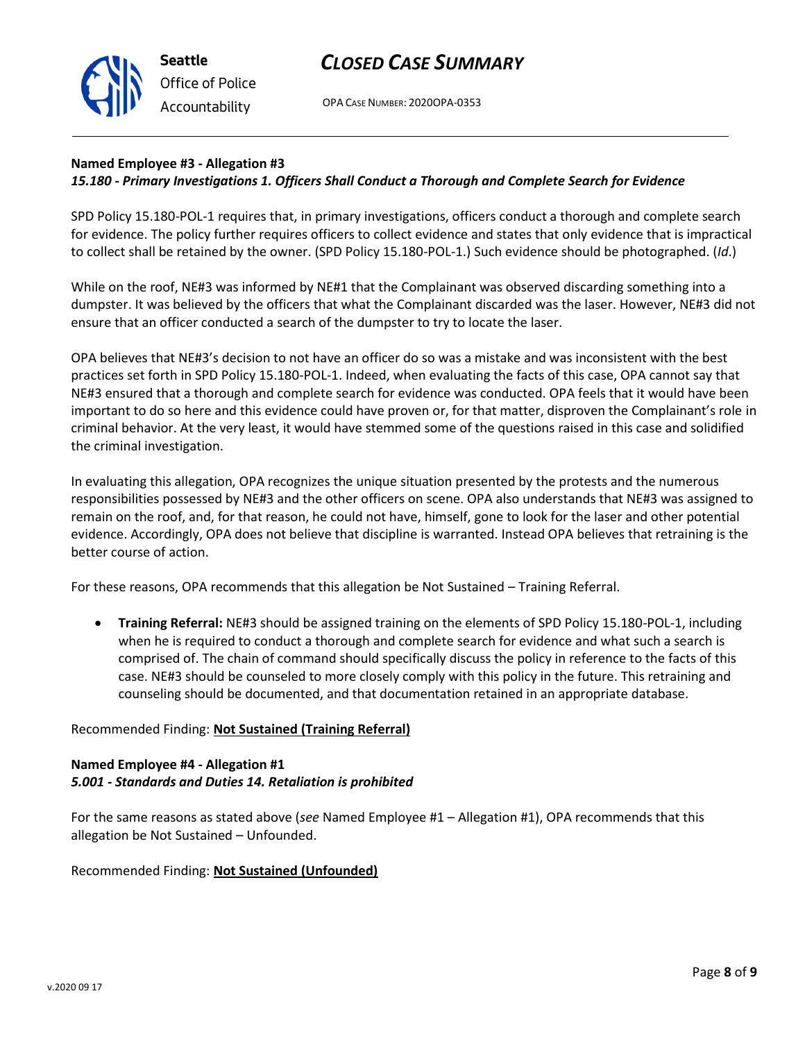#### Named Employee #3 - Allegation #3
***15.180 - Primary Investigations 1. Officers Shall Conduct a Thorough and Complete Search for Evidence***

SPD Policy 15.180-POL-1 requires that, in primary investigations, officers conduct a thorough and complete search for evidence. The policy further requires officers to collect evidence and states that only evidence that is impractical to collect shall be retained by the owner. (SPD Policy 15.180-POL-1.) Such evidence should be photographed. (*Id.*)

While on the roof, NE#3 was informed by NE#1 that the Complainant was observed discarding something into a dumpster. It was believed by the officers that what the Complainant discarded was the laser. However, NE#3 did not ensure that an officer conducted a search of the dumpster to try to locate the laser.

OPA believes that NE#3's decision to not have an officer do so was a mistake and was inconsistent with the best practices set forth in SPD Policy 15.180-POL-1. Indeed, when evaluating the facts of this case, OPA cannot say that NE#3 ensured that a thorough and complete search for evidence was conducted. OPA feels that it would have been important to do so here and this evidence could have proven or, for that matter, disproven the Complainant's role in criminal behavior. At the very least, it would have stemmed some of the questions raised in this case and solidified the criminal investigation.

In evaluating this allegation, OPA recognizes the unique situation presented by the protests and the numerous responsibilities possessed by NE#3 and the other officers on scene. OPA also understands that NE#3 was assigned to remain on the roof, and, for that reason, he could not have, himself, gone to look for the laser and other potential evidence. Accordingly, OPA does not believe that discipline is warranted. Instead OPA believes that retraining is the better course of action.

For these reasons, OPA recommends that this allegation be Not Sustained – Training Referral.

- **Training Referral:** NE#3 should be assigned training on the elements of SPD Policy 15.180-POL-1, including when he is required to conduct a thorough and complete search for evidence and what such a search is comprised of. The chain of command should specifically discuss the policy in reference to the facts of this case. NE#3 should be counseled to more closely comply with this policy in the future. This retraining and counseling should be documented, and that documentation retained in an appropriate database.

Recommended Finding: **Not Sustained (Training Referral)**

#### Named Employee #4 - Allegation #1
***5.001 - Standards and Duties 14. Retaliation is prohibited***

For the same reasons as stated above (*see* Named Employee #1 – Allegation #1), OPA recommends that this allegation be Not Sustained – Unfounded.

Recommended Finding: **Not Sustained (Unfounded)**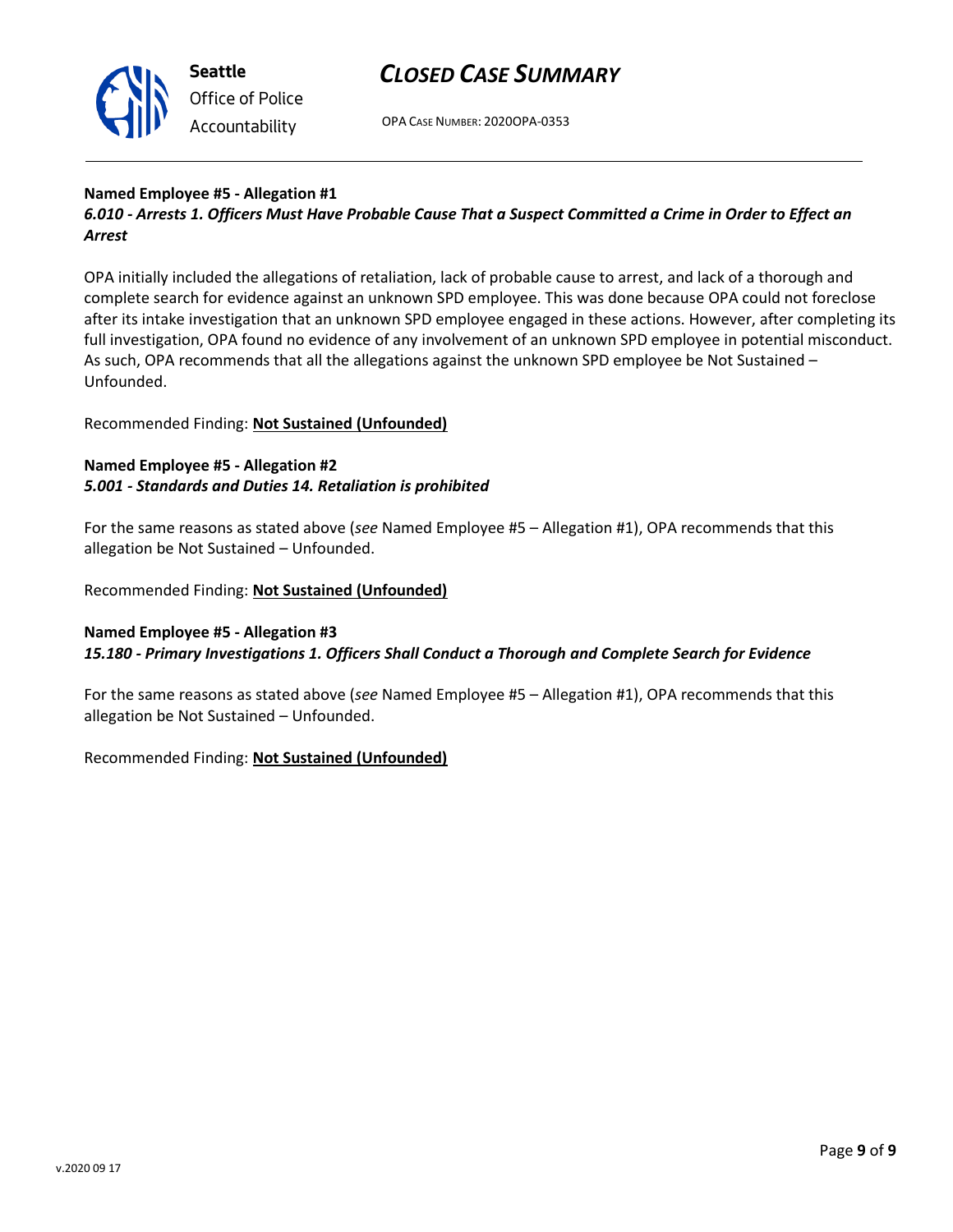**Named Employee #5 - Allegation #1**
***6.010 - Arrests 1. Officers Must Have Probable Cause That a Suspect Committed a Crime in Order to Effect an Arrest***

OPA initially included the allegations of retaliation, lack of probable cause to arrest, and lack of a thorough and complete search for evidence against an unknown SPD employee. This was done because OPA could not foreclose after its intake investigation that an unknown SPD employee engaged in these actions. However, after completing its full investigation, OPA found no evidence of any involvement of an unknown SPD employee in potential misconduct. As such, OPA recommends that all the allegations against the unknown SPD employee be Not Sustained – Unfounded.

Recommended Finding: **Not Sustained (Unfounded)**

**Named Employee #5 - Allegation #2**
***5.001 - Standards and Duties 14. Retaliation is prohibited***

For the same reasons as stated above (*see* Named Employee #5 – Allegation #1), OPA recommends that this allegation be Not Sustained – Unfounded.

Recommended Finding: **Not Sustained (Unfounded)**

**Named Employee #5 - Allegation #3**
***15.180 - Primary Investigations 1. Officers Shall Conduct a Thorough and Complete Search for Evidence***

For the same reasons as stated above (*see* Named Employee #5 – Allegation #1), OPA recommends that this allegation be Not Sustained – Unfounded.

Recommended Finding: **Not Sustained (Unfounded)**